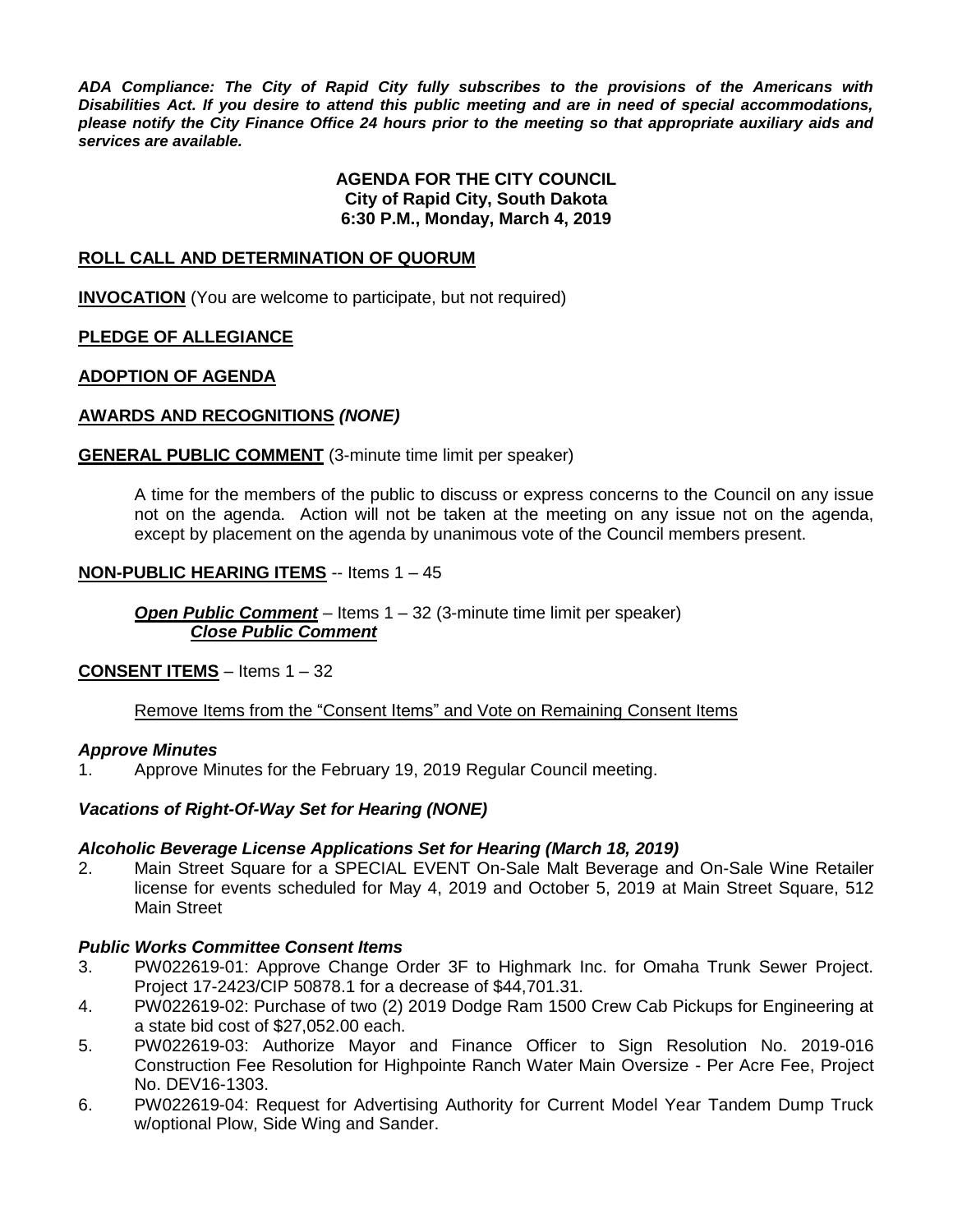***ADA Compliance: The City of Rapid City fully subscribes to the provisions of the Americans with Disabilities Act. If you desire to attend this public meeting and are in need of special accommodations, please notify the City Finance Office 24 hours prior to the meeting so that appropriate auxiliary aids and services are available.***

**AGENDA FOR THE CITY COUNCIL**
**City of Rapid City, South Dakota**
**6:30 P.M., Monday, March 4, 2019**

**ROLL CALL AND DETERMINATION OF QUORUM**

**INVOCATION** (You are welcome to participate, but not required)

**PLEDGE OF ALLEGIANCE**

**ADOPTION OF AGENDA**

**AWARDS AND RECOGNITIONS *(NONE)***

**GENERAL PUBLIC COMMENT** (3-minute time limit per speaker)

A time for the members of the public to discuss or express concerns to the Council on any issue not on the agenda. Action will not be taken at the meeting on any issue not on the agenda, except by placement on the agenda by unanimous vote of the Council members present.

**NON-PUBLIC HEARING ITEMS** -- Items 1 – 45

***Open Public Comment*** – Items 1 – 32 (3-minute time limit per speaker)
***Close Public Comment***

**CONSENT ITEMS** – Items 1 – 32

Remove Items from the "Consent Items" and Vote on Remaining Consent Items

***Approve Minutes***

1. Approve Minutes for the February 19, 2019 Regular Council meeting.

***Vacations of Right-Of-Way Set for Hearing (NONE)***

***Alcoholic Beverage License Applications Set for Hearing (March 18, 2019)***

2. Main Street Square for a SPECIAL EVENT On-Sale Malt Beverage and On-Sale Wine Retailer license for events scheduled for May 4, 2019 and October 5, 2019 at Main Street Square, 512 Main Street

***Public Works Committee Consent Items***

3. PW022619-01: Approve Change Order 3F to Highmark Inc. for Omaha Trunk Sewer Project. Project 17-2423/CIP 50878.1 for a decrease of $44,701.31.
4. PW022619-02: Purchase of two (2) 2019 Dodge Ram 1500 Crew Cab Pickups for Engineering at a state bid cost of $27,052.00 each.
5. PW022619-03: Authorize Mayor and Finance Officer to Sign Resolution No. 2019-016 Construction Fee Resolution for Highpointe Ranch Water Main Oversize - Per Acre Fee, Project No. DEV16-1303.
6. PW022619-04: Request for Advertising Authority for Current Model Year Tandem Dump Truck w/optional Plow, Side Wing and Sander.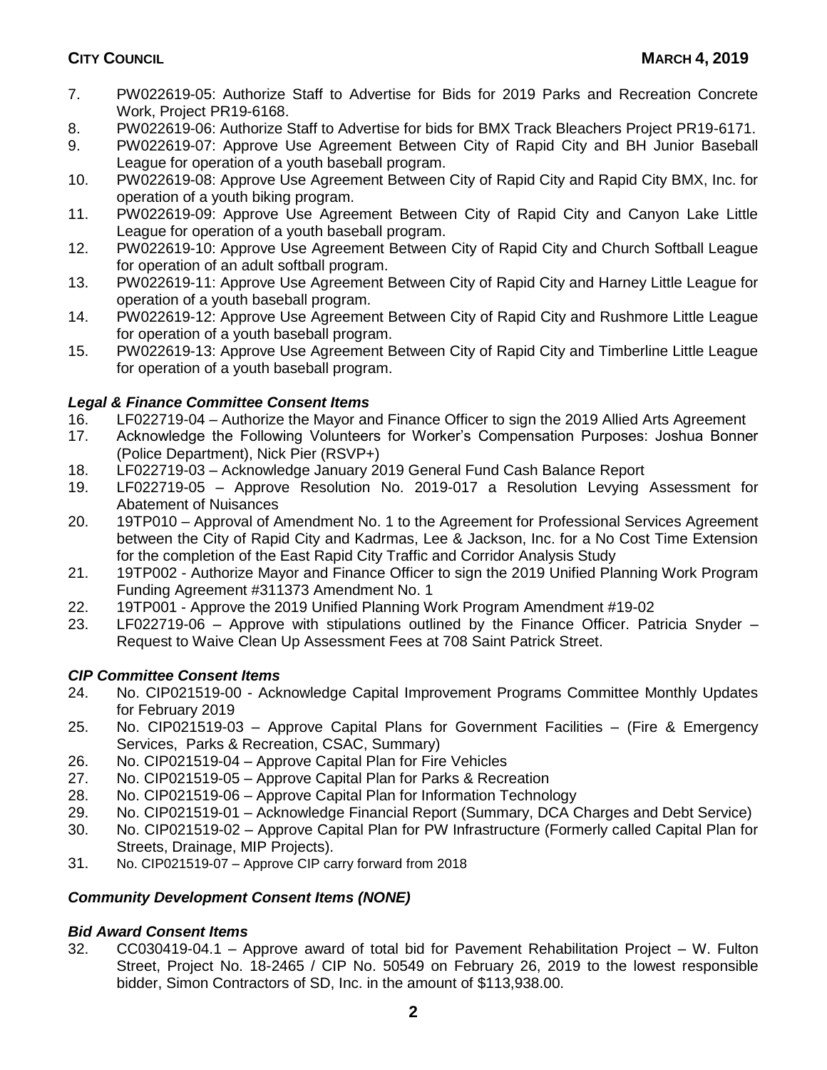7. PW022619-05: Authorize Staff to Advertise for Bids for 2019 Parks and Recreation Concrete Work, Project PR19-6168.
8. PW022619-06: Authorize Staff to Advertise for bids for BMX Track Bleachers Project PR19-6171.
9. PW022619-07: Approve Use Agreement Between City of Rapid City and BH Junior Baseball League for operation of a youth baseball program.
10. PW022619-08: Approve Use Agreement Between City of Rapid City and Rapid City BMX, Inc. for operation of a youth biking program.
11. PW022619-09: Approve Use Agreement Between City of Rapid City and Canyon Lake Little League for operation of a youth baseball program.
12. PW022619-10: Approve Use Agreement Between City of Rapid City and Church Softball League for operation of an adult softball program.
13. PW022619-11: Approve Use Agreement Between City of Rapid City and Harney Little League for operation of a youth baseball program.
14. PW022619-12: Approve Use Agreement Between City of Rapid City and Rushmore Little League for operation of a youth baseball program.
15. PW022619-13: Approve Use Agreement Between City of Rapid City and Timberline Little League for operation of a youth baseball program.

### *Legal & Finance Committee Consent Items*

16. LF022719-04 – Authorize the Mayor and Finance Officer to sign the 2019 Allied Arts Agreement
17. Acknowledge the Following Volunteers for Worker's Compensation Purposes: Joshua Bonner (Police Department), Nick Pier (RSVP+)
18. LF022719-03 – Acknowledge January 2019 General Fund Cash Balance Report
19. LF022719-05 – Approve Resolution No. 2019-017 a Resolution Levying Assessment for Abatement of Nuisances
20. 19TP010 – Approval of Amendment No. 1 to the Agreement for Professional Services Agreement between the City of Rapid City and Kadrmas, Lee & Jackson, Inc. for a No Cost Time Extension for the completion of the East Rapid City Traffic and Corridor Analysis Study
21. 19TP002 - Authorize Mayor and Finance Officer to sign the 2019 Unified Planning Work Program Funding Agreement #311373 Amendment No. 1
22. 19TP001 - Approve the 2019 Unified Planning Work Program Amendment #19-02
23. LF022719-06 – Approve with stipulations outlined by the Finance Officer. Patricia Snyder – Request to Waive Clean Up Assessment Fees at 708 Saint Patrick Street.

### *CIP Committee Consent Items*

24. No. CIP021519-00 - Acknowledge Capital Improvement Programs Committee Monthly Updates for February 2019
25. No. CIP021519-03 – Approve Capital Plans for Government Facilities – (Fire & Emergency Services, Parks & Recreation, CSAC, Summary)
26. No. CIP021519-04 – Approve Capital Plan for Fire Vehicles
27. No. CIP021519-05 – Approve Capital Plan for Parks & Recreation
28. No. CIP021519-06 – Approve Capital Plan for Information Technology
29. No. CIP021519-01 – Acknowledge Financial Report (Summary, DCA Charges and Debt Service)
30. No. CIP021519-02 – Approve Capital Plan for PW Infrastructure (Formerly called Capital Plan for Streets, Drainage, MIP Projects).
31. No. CIP021519-07 – Approve CIP carry forward from 2018

### *Community Development Consent Items (NONE)*

### *Bid Award Consent Items*

32. CC030419-04.1 – Approve award of total bid for Pavement Rehabilitation Project – W. Fulton Street, Project No. 18-2465 / CIP No. 50549 on February 26, 2019 to the lowest responsible bidder, Simon Contractors of SD, Inc. in the amount of $113,938.00.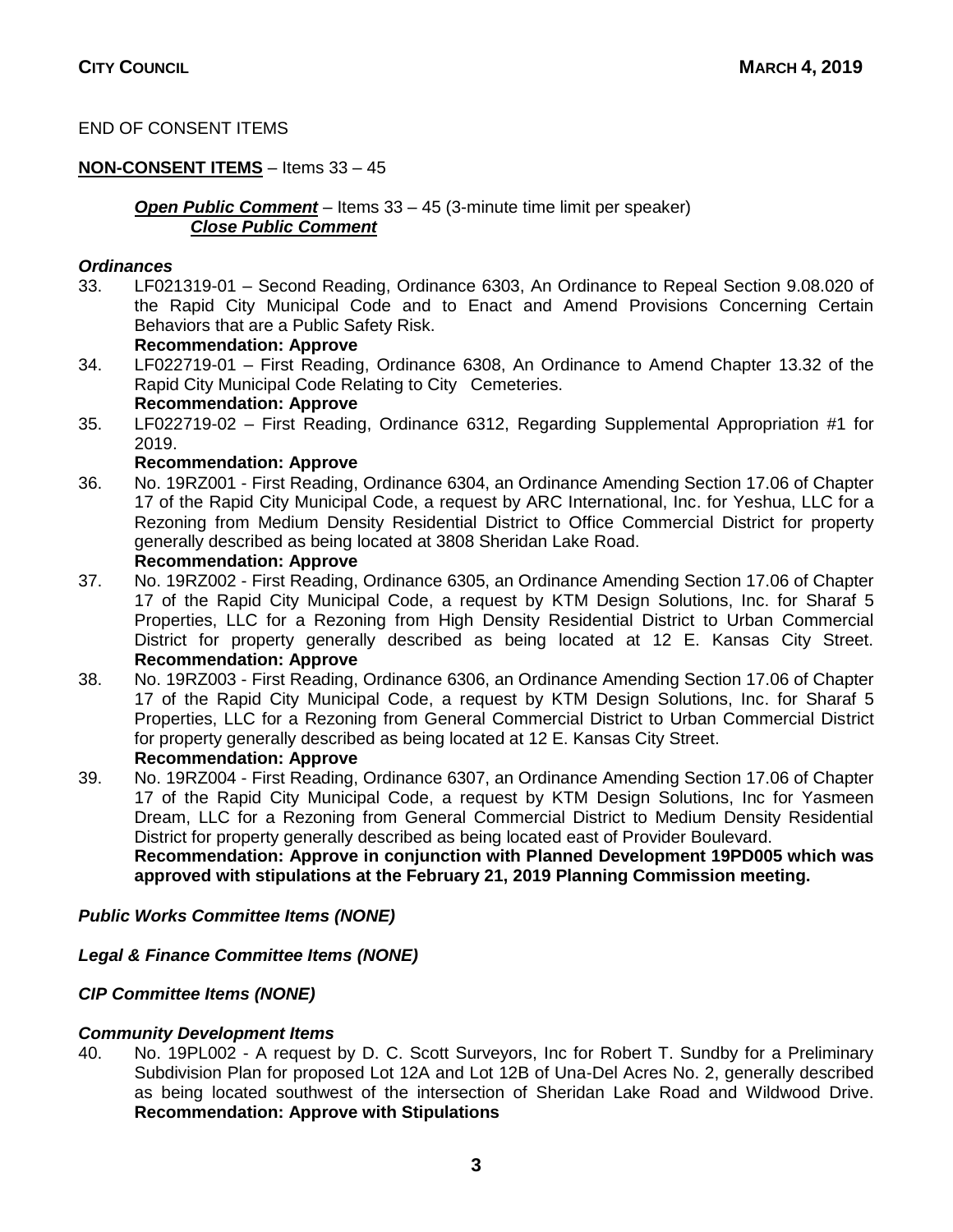END OF CONSENT ITEMS

**NON-CONSENT ITEMS** – Items 33 – 45

***Open Public Comment*** – Items 33 – 45 (3-minute time limit per speaker)
***Close Public Comment***

***Ordinances***

33. LF021319-01 – Second Reading, Ordinance 6303, An Ordinance to Repeal Section 9.08.020 of the Rapid City Municipal Code and to Enact and Amend Provisions Concerning Certain Behaviors that are a Public Safety Risk.
**Recommendation: Approve**
34. LF022719-01 – First Reading, Ordinance 6308, An Ordinance to Amend Chapter 13.32 of the Rapid City Municipal Code Relating to City Cemeteries.
**Recommendation: Approve**
35. LF022719-02 – First Reading, Ordinance 6312, Regarding Supplemental Appropriation #1 for 2019.
**Recommendation: Approve**
36. No. 19RZ001 - First Reading, Ordinance 6304, an Ordinance Amending Section 17.06 of Chapter 17 of the Rapid City Municipal Code, a request by ARC International, Inc. for Yeshua, LLC for a Rezoning from Medium Density Residential District to Office Commercial District for property generally described as being located at 3808 Sheridan Lake Road.
**Recommendation: Approve**
37. No. 19RZ002 - First Reading, Ordinance 6305, an Ordinance Amending Section 17.06 of Chapter 17 of the Rapid City Municipal Code, a request by KTM Design Solutions, Inc. for Sharaf 5 Properties, LLC for a Rezoning from High Density Residential District to Urban Commercial District for property generally described as being located at 12 E. Kansas City Street.
**Recommendation: Approve**
38. No. 19RZ003 - First Reading, Ordinance 6306, an Ordinance Amending Section 17.06 of Chapter 17 of the Rapid City Municipal Code, a request by KTM Design Solutions, Inc. for Sharaf 5 Properties, LLC for a Rezoning from General Commercial District to Urban Commercial District for property generally described as being located at 12 E. Kansas City Street.
**Recommendation: Approve**
39. No. 19RZ004 - First Reading, Ordinance 6307, an Ordinance Amending Section 17.06 of Chapter 17 of the Rapid City Municipal Code, a request by KTM Design Solutions, Inc for Yasmeen Dream, LLC for a Rezoning from General Commercial District to Medium Density Residential District for property generally described as being located east of Provider Boulevard.
**Recommendation: Approve in conjunction with Planned Development 19PD005 which was approved with stipulations at the February 21, 2019 Planning Commission meeting.**

***Public Works Committee Items (NONE)***

***Legal & Finance Committee Items (NONE)***

***CIP Committee Items (NONE)***

***Community Development Items***

40. No. 19PL002 - A request by D. C. Scott Surveyors, Inc for Robert T. Sundby for a Preliminary Subdivision Plan for proposed Lot 12A and Lot 12B of Una-Del Acres No. 2, generally described as being located southwest of the intersection of Sheridan Lake Road and Wildwood Drive.
**Recommendation: Approve with Stipulations**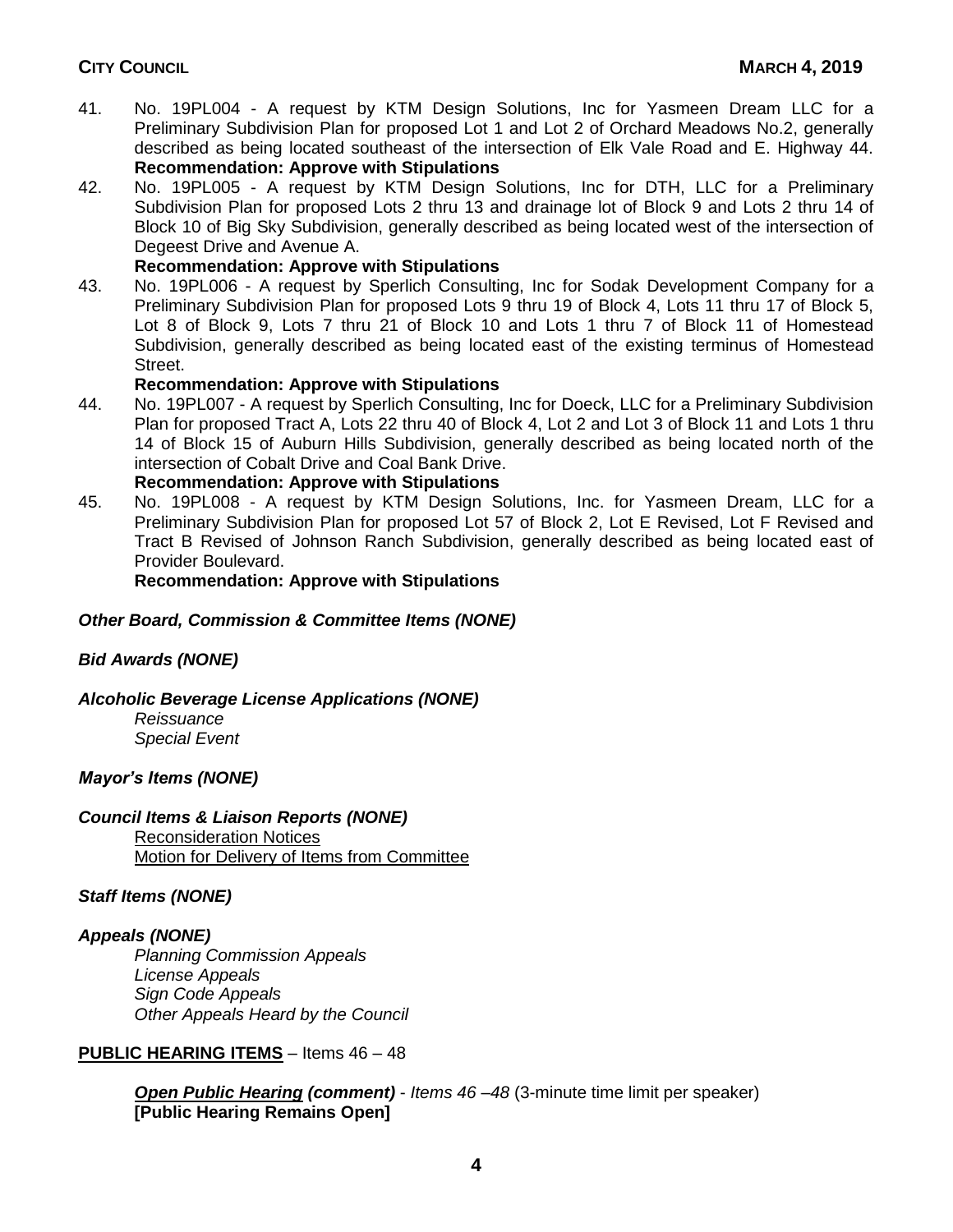41. No. 19PL004 - A request by KTM Design Solutions, Inc for Yasmeen Dream LLC for a Preliminary Subdivision Plan for proposed Lot 1 and Lot 2 of Orchard Meadows No.2, generally described as being located southeast of the intersection of Elk Vale Road and E. Highway 44.
    **Recommendation: Approve with Stipulations**
42. No. 19PL005 - A request by KTM Design Solutions, Inc for DTH, LLC for a Preliminary Subdivision Plan for proposed Lots 2 thru 13 and drainage lot of Block 9 and Lots 2 thru 14 of Block 10 of Big Sky Subdivision, generally described as being located west of the intersection of Degeest Drive and Avenue A.
    **Recommendation: Approve with Stipulations**
43. No. 19PL006 - A request by Sperlich Consulting, Inc for Sodak Development Company for a Preliminary Subdivision Plan for proposed Lots 9 thru 19 of Block 4, Lots 11 thru 17 of Block 5, Lot 8 of Block 9, Lots 7 thru 21 of Block 10 and Lots 1 thru 7 of Block 11 of Homestead Subdivision, generally described as being located east of the existing terminus of Homestead Street.
    **Recommendation: Approve with Stipulations**
44. No. 19PL007 - A request by Sperlich Consulting, Inc for Doeck, LLC for a Preliminary Subdivision Plan for proposed Tract A, Lots 22 thru 40 of Block 4, Lot 2 and Lot 3 of Block 11 and Lots 1 thru 14 of Block 15 of Auburn Hills Subdivision, generally described as being located north of the intersection of Cobalt Drive and Coal Bank Drive.
    **Recommendation: Approve with Stipulations**
45. No. 19PL008 - A request by KTM Design Solutions, Inc. for Yasmeen Dream, LLC for a Preliminary Subdivision Plan for proposed Lot 57 of Block 2, Lot E Revised, Lot F Revised and Tract B Revised of Johnson Ranch Subdivision, generally described as being located east of Provider Boulevard.
    **Recommendation: Approve with Stipulations**

***Other Board, Commission & Committee Items (NONE)***

***Bid Awards (NONE)***

***Alcoholic Beverage License Applications (NONE)***

*Reissuance*
*Special Event*

***Mayor's Items (NONE)***

***Council Items & Liaison Reports (NONE)***

Reconsideration Notices
Motion for Delivery of Items from Committee

***Staff Items (NONE)***

***Appeals (NONE)***

*Planning Commission Appeals*
*License Appeals*
*Sign Code Appeals*
*Other Appeals Heard by the Council*

**PUBLIC HEARING ITEMS** – Items 46 – 48

***Open Public Hearing (comment)*** - *Items 46 –48* (3-minute time limit per speaker)
**[Public Hearing Remains Open]**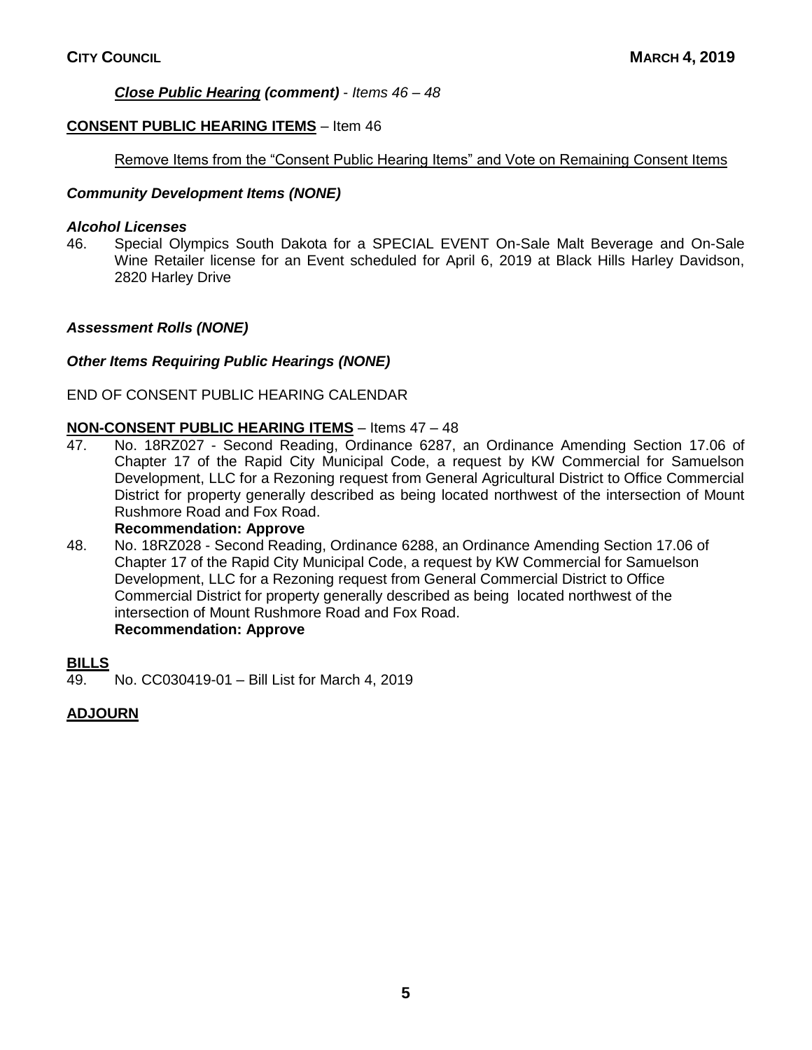***Close Public Hearing* (comment)** *- Items 46 – 48*

**CONSENT PUBLIC HEARING ITEMS** – Item 46

Remove Items from the "Consent Public Hearing Items" and Vote on Remaining Consent Items

***Community Development Items (NONE)***

***Alcohol Licenses***

46. Special Olympics South Dakota for a SPECIAL EVENT On-Sale Malt Beverage and On-Sale Wine Retailer license for an Event scheduled for April 6, 2019 at Black Hills Harley Davidson, 2820 Harley Drive

***Assessment Rolls (NONE)***

***Other Items Requiring Public Hearings (NONE)***

END OF CONSENT PUBLIC HEARING CALENDAR

**NON-CONSENT PUBLIC HEARING ITEMS** – Items 47 – 48

47. No. 18RZ027 - Second Reading, Ordinance 6287, an Ordinance Amending Section 17.06 of Chapter 17 of the Rapid City Municipal Code, a request by KW Commercial for Samuelson Development, LLC for a Rezoning request from General Agricultural District to Office Commercial District for property generally described as being located northwest of the intersection of Mount Rushmore Road and Fox Road.
    **Recommendation: Approve**
48. No. 18RZ028 - Second Reading, Ordinance 6288, an Ordinance Amending Section 17.06 of Chapter 17 of the Rapid City Municipal Code, a request by KW Commercial for Samuelson Development, LLC for a Rezoning request from General Commercial District to Office Commercial District for property generally described as being located northwest of the intersection of Mount Rushmore Road and Fox Road.
    **Recommendation: Approve**

**BILLS**

49. No. CC030419-01 – Bill List for March 4, 2019

**ADJOURN**